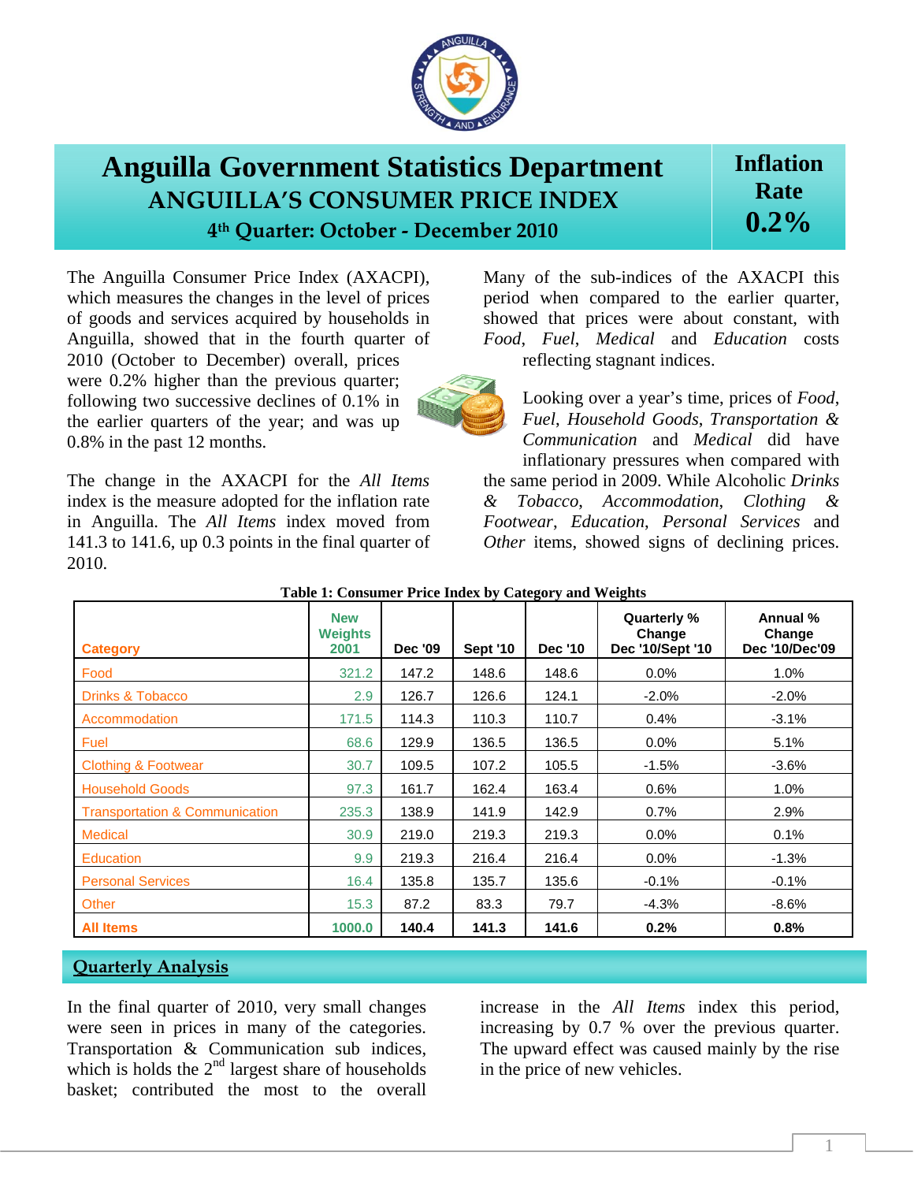# Anguilla Government Statistics Department

## ANGUILLA'S CONSUMER PRICE INDEX

### 4th Quarter: October - December 2010

**Inflation Rate 0.2%**

The Anguilla Consumer Price Index (AXACPI), which measures the changes in the level of prices of goods and services acquired by households in Anguilla, showed that in the fourth quarter of 2010 (October to December) overall, prices were 0.2% higher than the previous quarter; following two successive declines of 0.1% in the earlier quarters of the year; and was up 0.8% in the past 12 months.

The change in the AXACPI for the *All Items* index is the measure adopted for the inflation rate in Anguilla. The *All Items* index moved from 141.3 to 141.6, up 0.3 points in the final quarter of 2010.

Many of the sub-indices of the AXACPI this period when compared to the earlier quarter, showed that prices were about constant, with *Food*, *Fuel*, *Medical* and *Education* costs reflecting stagnant indices.

Looking over a year's time, prices of *Food*, *Fuel*, *Household Goods*, *Transportation & Communication* and *Medical* did have inflationary pressures when compared with the same period in 2009. While Alcoholic *Drinks & Tobacco*, *Accommodation*, *Clothing & Footwear*, *Education*, *Personal Services* and *Other* items, showed signs of declining prices.

**Table 1: Consumer Price Index by Category and Weights**

| Category | New Weights 2001 | Dec '09 | Sept '10 | Dec '10 | Quarterly % Change Dec '10/Sept '10 | Annual % Change Dec '10/Dec'09 |
|---|---|---|---|---|---|---|
| Food | 321.2 | 147.2 | 148.6 | 148.6 | 0.0% | 1.0% |
| Drinks & Tobacco | 2.9 | 126.7 | 126.6 | 124.1 | -2.0% | -2.0% |
| Accommodation | 171.5 | 114.3 | 110.3 | 110.7 | 0.4% | -3.1% |
| Fuel | 68.6 | 129.9 | 136.5 | 136.5 | 0.0% | 5.1% |
| Clothing & Footwear | 30.7 | 109.5 | 107.2 | 105.5 | -1.5% | -3.6% |
| Household Goods | 97.3 | 161.7 | 162.4 | 163.4 | 0.6% | 1.0% |
| Transportation & Communication | 235.3 | 138.9 | 141.9 | 142.9 | 0.7% | 2.9% |
| Medical | 30.9 | 219.0 | 219.3 | 219.3 | 0.0% | 0.1% |
| Education | 9.9 | 219.3 | 216.4 | 216.4 | 0.0% | -1.3% |
| Personal Services | 16.4 | 135.8 | 135.7 | 135.6 | -0.1% | -0.1% |
| Other | 15.3 | 87.2 | 83.3 | 79.7 | -4.3% | -8.6% |
| **All Items** | **1000.0** | **140.4** | **141.3** | **141.6** | **0.2%** | **0.8%** |

## Quarterly Analysis

In the final quarter of 2010, very small changes were seen in prices in many of the categories. Transportation & Communication sub indices, which is holds the 2nd largest share of households basket; contributed the most to the overall increase in the *All Items* index this period, increasing by 0.7 % over the previous quarter. The upward effect was caused mainly by the rise in the price of new vehicles.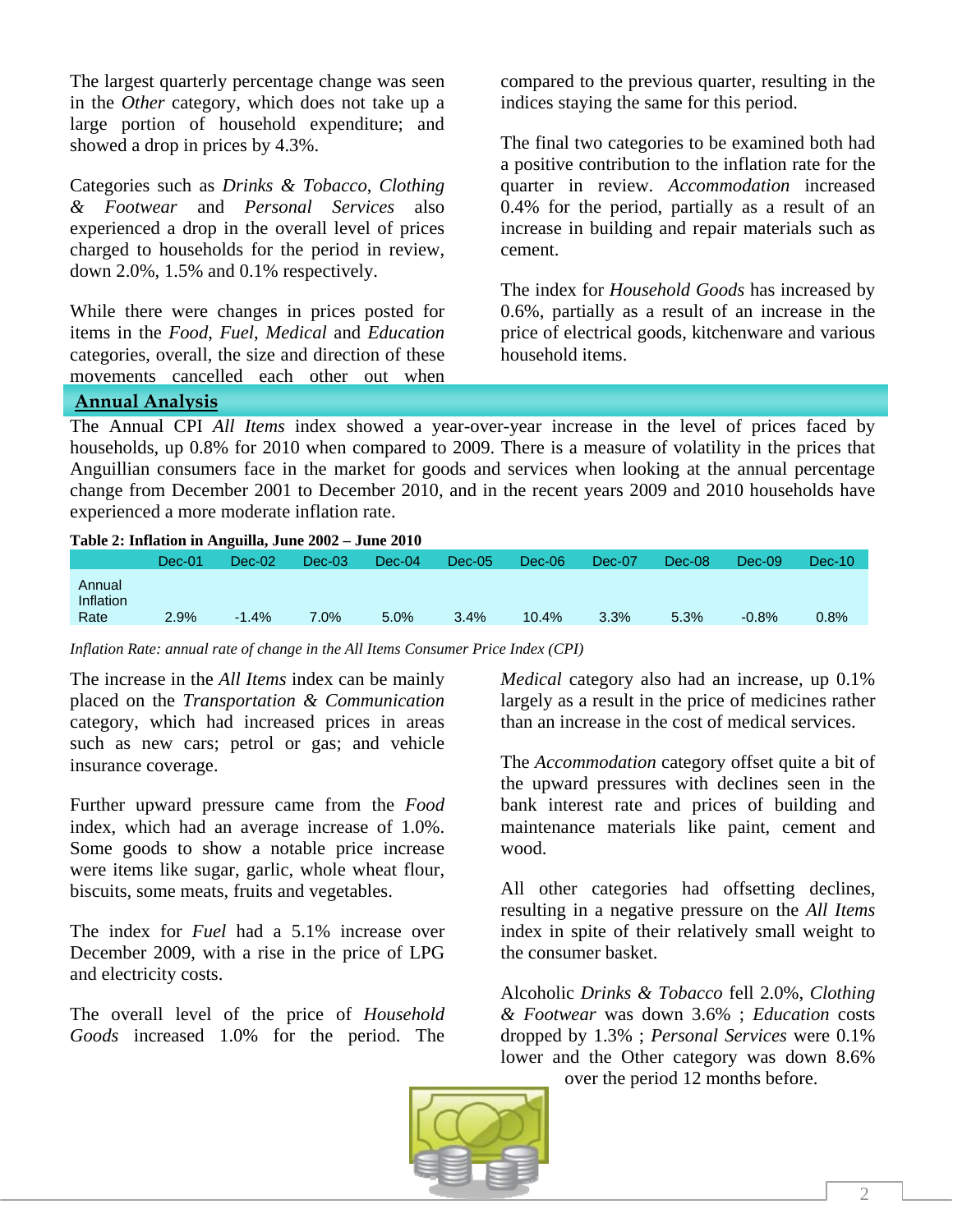The largest quarterly percentage change was seen in the *Other* category, which does not take up a large portion of household expenditure; and showed a drop in prices by 4.3%.

Categories such as *Drinks & Tobacco*, *Clothing & Footwear* and *Personal Services* also experienced a drop in the overall level of prices charged to households for the period in review, down 2.0%, 1.5% and 0.1% respectively.

While there were changes in prices posted for items in the *Food*, *Fuel*, *Medical* and *Education* categories, overall, the size and direction of these movements cancelled each other out when compared to the previous quarter, resulting in the indices staying the same for this period.

The final two categories to be examined both had a positive contribution to the inflation rate for the quarter in review. *Accommodation* increased 0.4% for the period, partially as a result of an increase in building and repair materials such as cement.

The index for *Household Goods* has increased by 0.6%, partially as a result of an increase in the price of electrical goods, kitchenware and various household items.

## Annual Analysis

The Annual CPI *All Items* index showed a year-over-year increase in the level of prices faced by households, up 0.8% for 2010 when compared to 2009. There is a measure of volatility in the prices that Anguillian consumers face in the market for goods and services when looking at the annual percentage change from December 2001 to December 2010, and in the recent years 2009 and 2010 households have experienced a more moderate inflation rate.

**Table 2: Inflation in Anguilla, June 2002 – June 2010**

| | Dec-01 | Dec-02 | Dec-03 | Dec-04 | Dec-05 | Dec-06 | Dec-07 | Dec-08 | Dec-09 | Dec-10 |
|---|---|---|---|---|---|---|---|---|---|---|
| Annual Inflation Rate | 2.9% | -1.4% | 7.0% | 5.0% | 3.4% | 10.4% | 3.3% | 5.3% | -0.8% | 0.8% |

*Inflation Rate: annual rate of change in the All Items Consumer Price Index (CPI)*

The increase in the *All Items* index can be mainly placed on the *Transportation & Communication* category, which had increased prices in areas such as new cars; petrol or gas; and vehicle insurance coverage.

Further upward pressure came from the *Food* index, which had an average increase of 1.0%. Some goods to show a notable price increase were items like sugar, garlic, whole wheat flour, biscuits, some meats, fruits and vegetables.

The index for *Fuel* had a 5.1% increase over December 2009, with a rise in the price of LPG and electricity costs.

The overall level of the price of *Household Goods* increased 1.0% for the period. The *Medical* category also had an increase, up 0.1% largely as a result in the price of medicines rather than an increase in the cost of medical services.

The *Accommodation* category offset quite a bit of the upward pressures with declines seen in the bank interest rate and prices of building and maintenance materials like paint, cement and wood.

All other categories had offsetting declines, resulting in a negative pressure on the *All Items* index in spite of their relatively small weight to the consumer basket.

Alcoholic *Drinks & Tobacco* fell 2.0%, *Clothing & Footwear* was down 3.6% ; *Education* costs dropped by 1.3% ; *Personal Services* were 0.1% lower and the Other category was down 8.6% over the period 12 months before.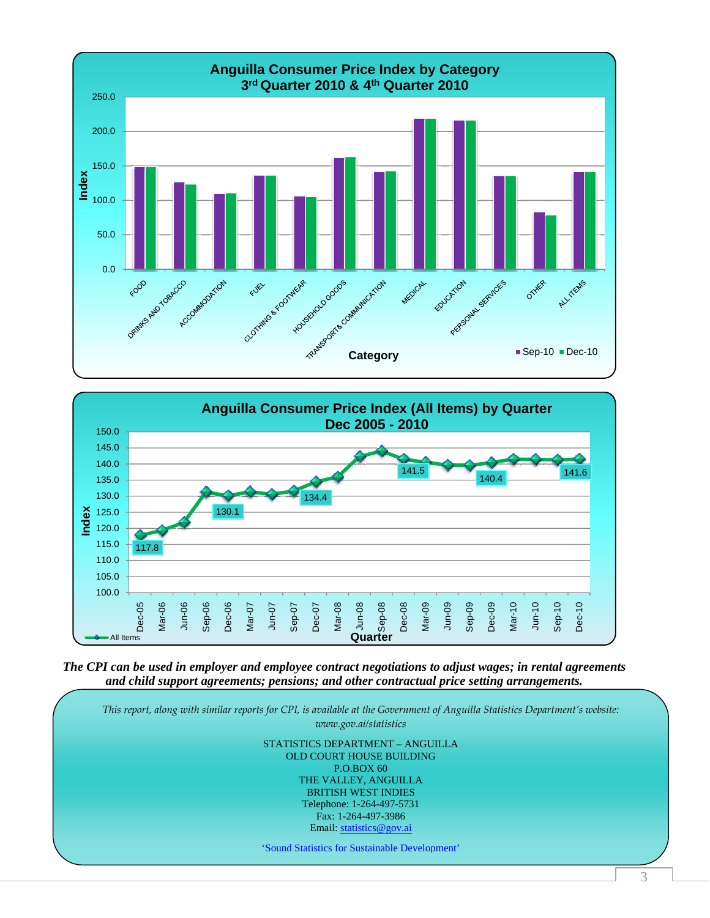**Anguilla Consumer Price Index by Category**
**3rd Quarter 2010 & 4th Quarter 2010**

Index

250.0
200.0
150.0
100.0
50.0
0.0

FOOD
DRINKS AND TOBACCO
ACCOMMODATION
FUEL
CLOTHING & FOOTWEAR
HOUSEHOLD GOODS
TRANSPORT& COMMUNICATION
MEDICAL
EDUCATION
PERSONAL SERVICES
OTHER
ALL ITEMS

Category

Sep-10 Dec-10

**Anguilla Consumer Price Index (All Items) by Quarter**
**Dec 2005 - 2010**

Index

150.0
145.0
140.0
135.0
130.0
125.0
120.0
115.0
110.0
105.0
100.0

117.8
130.1
134.4
141.5
140.4
141.6

Dec-05
Mar-06
Jun-06
Sep-06
Dec-06
Mar-07
Jun-07
Sep-07
Dec-07
Mar-08
Jun-08
Sep-08
Dec-08
Mar-09
Jun-09
Sep-09
Dec-09
Mar-10
Jun-10
Sep-10
Dec-10

Quarter

All Items

***The CPI can be used in employer and employee contract negotiations to adjust wages; in rental agreements and child support agreements; pensions; and other contractual price setting arrangements.***

*This report, along with similar reports for CPI, is available at the Government of Anguilla Statistics Department's website: www.gov.ai/statistics*

STATISTICS DEPARTMENT – ANGUILLA
OLD COURT HOUSE BUILDING
P.O.BOX 60
THE VALLEY, ANGUILLA
BRITISH WEST INDIES
Telephone: 1-264-497-5731
Fax: 1-264-497-3986
Email: statistics@gov.ai

'Sound Statistics for Sustainable Development'